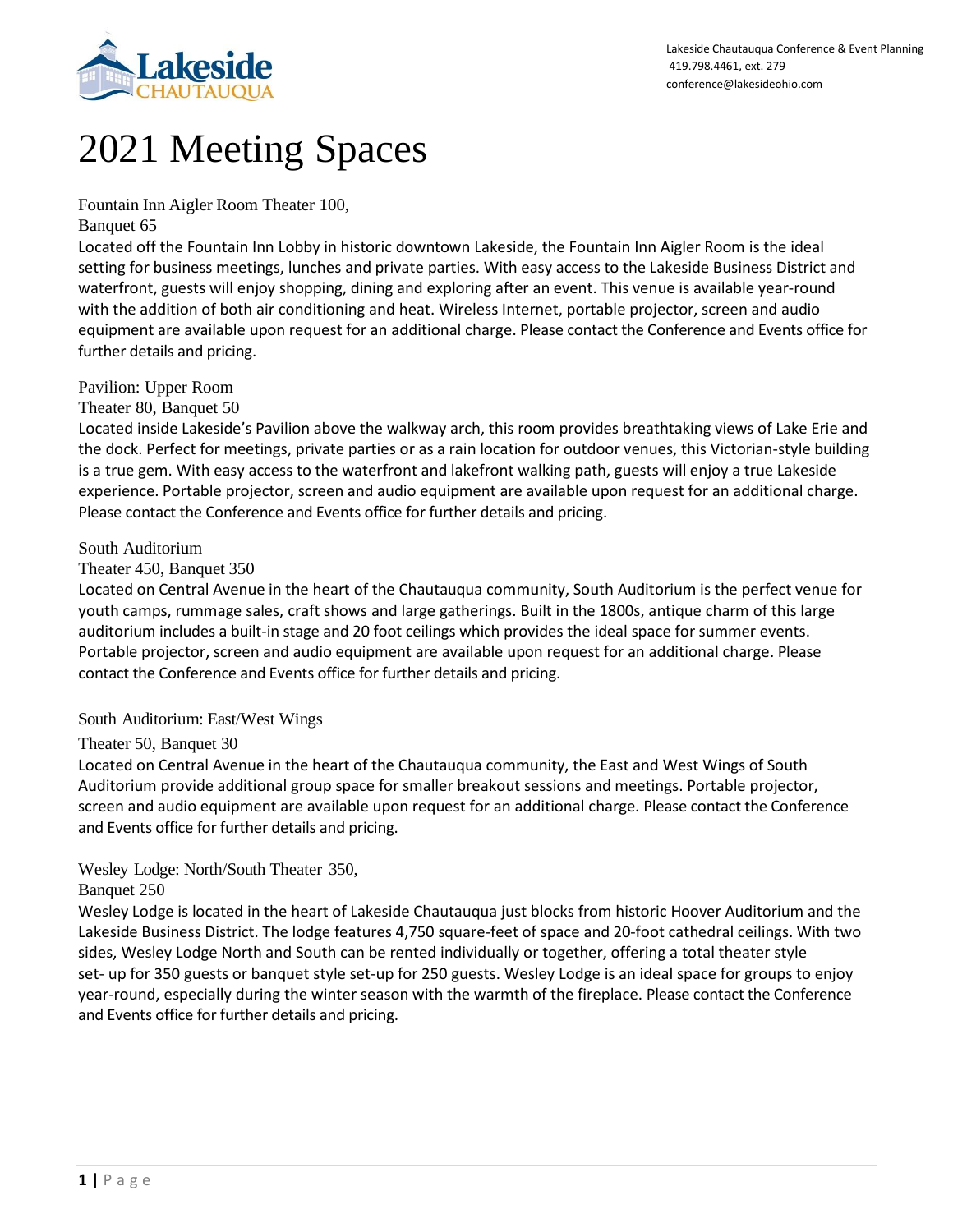Lakeside Chautauqua Conference & Event Planning
419.798.4461, ext. 279
conference@lakesideohio.com

# 2021 Meeting Spaces

## Fountain Inn Aigler Room Theater 100, Banquet 65

Located off the Fountain Inn Lobby in historic downtown Lakeside, the Fountain Inn Aigler Room is the ideal setting for business meetings, lunches and private parties. With easy access to the Lakeside Business District and waterfront, guests will enjoy shopping, dining and exploring after an event. This venue is available year-round with the addition of both air conditioning and heat. Wireless Internet, portable projector, screen and audio equipment are available upon request for an additional charge. Please contact the Conference and Events office for further details and pricing.

## Pavilion: Upper Room Theater 80, Banquet 50

Located inside Lakeside's Pavilion above the walkway arch, this room provides breathtaking views of Lake Erie and the dock. Perfect for meetings, private parties or as a rain location for outdoor venues, this Victorian-style building is a true gem. With easy access to the waterfront and lakefront walking path, guests will enjoy a true Lakeside experience. Portable projector, screen and audio equipment are available upon request for an additional charge. Please contact the Conference and Events office for further details and pricing.

## South Auditorium Theater 450, Banquet 350

Located on Central Avenue in the heart of the Chautauqua community, South Auditorium is the perfect venue for youth camps, rummage sales, craft shows and large gatherings. Built in the 1800s, antique charm of this large auditorium includes a built-in stage and 20 foot ceilings which provides the ideal space for summer events. Portable projector, screen and audio equipment are available upon request for an additional charge. Please contact the Conference and Events office for further details and pricing.

## South Auditorium: East/West Wings Theater 50, Banquet 30

Located on Central Avenue in the heart of the Chautauqua community, the East and West Wings of South Auditorium provide additional group space for smaller breakout sessions and meetings. Portable projector, screen and audio equipment are available upon request for an additional charge. Please contact the Conference and Events office for further details and pricing.

## Wesley Lodge: North/South Theater 350, Banquet 250

Wesley Lodge is located in the heart of Lakeside Chautauqua just blocks from historic Hoover Auditorium and the Lakeside Business District. The lodge features 4,750 square-feet of space and 20-foot cathedral ceilings. With two sides, Wesley Lodge North and South can be rented individually or together, offering a total theater style set- up for 350 guests or banquet style set-up for 250 guests. Wesley Lodge is an ideal space for groups to enjoy year-round, especially during the winter season with the warmth of the fireplace. Please contact the Conference and Events office for further details and pricing.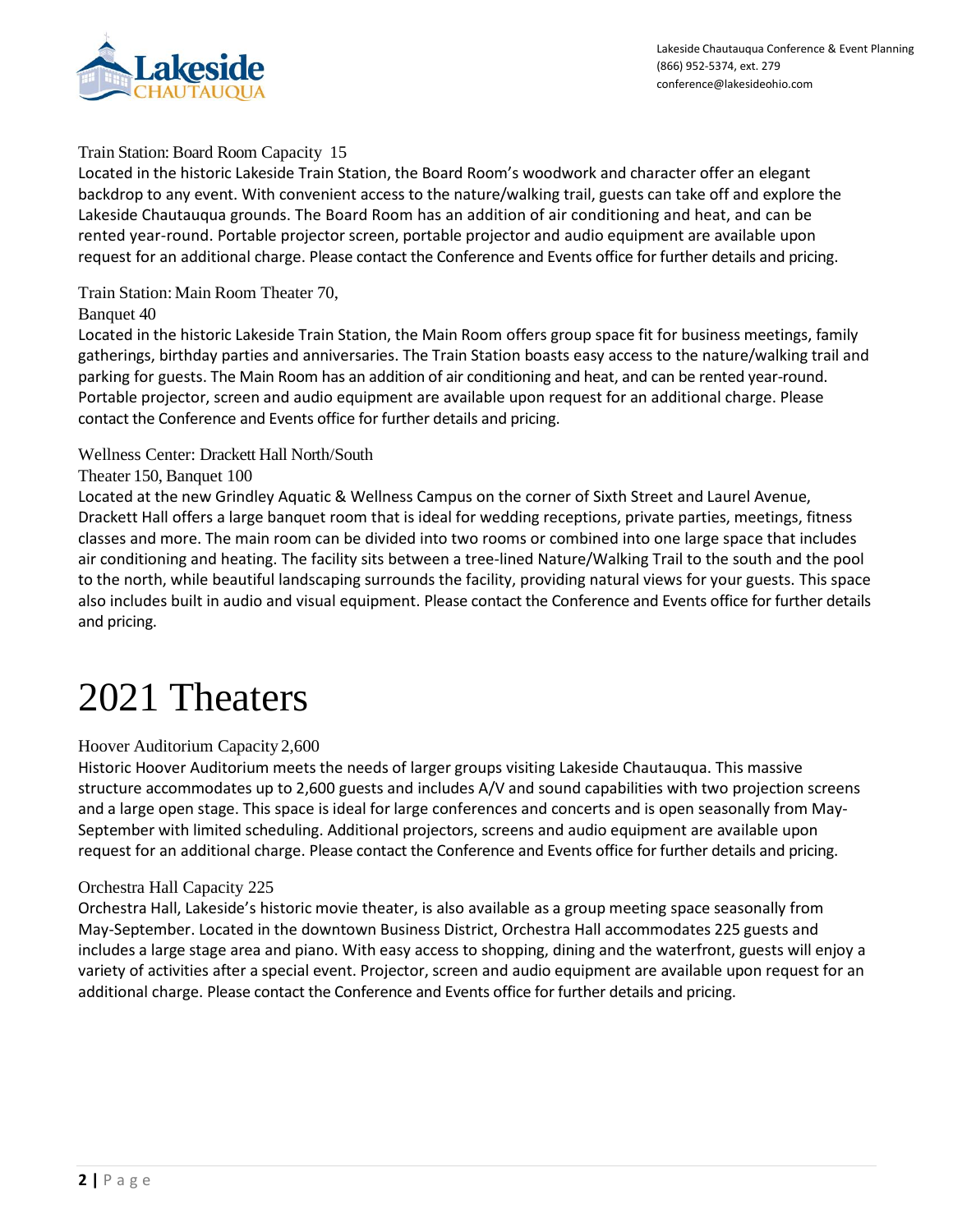Train Station: Board Room Capacity 15

Located in the historic Lakeside Train Station, the Board Room's woodwork and character offer an elegant backdrop to any event. With convenient access to the nature/walking trail, guests can take off and explore the Lakeside Chautauqua grounds. The Board Room has an addition of air conditioning and heat, and can be rented year-round. Portable projector screen, portable projector and audio equipment are available upon request for an additional charge. Please contact the Conference and Events office for further details and pricing.

Train Station: Main Room Theater 70,
Banquet 40

Located in the historic Lakeside Train Station, the Main Room offers group space fit for business meetings, family gatherings, birthday parties and anniversaries. The Train Station boasts easy access to the nature/walking trail and parking for guests. The Main Room has an addition of air conditioning and heat, and can be rented year-round. Portable projector, screen and audio equipment are available upon request for an additional charge. Please contact the Conference and Events office for further details and pricing.

Wellness Center: Drackett Hall North/South
Theater 150, Banquet 100

Located at the new Grindley Aquatic & Wellness Campus on the corner of Sixth Street and Laurel Avenue, Drackett Hall offers a large banquet room that is ideal for wedding receptions, private parties, meetings, fitness classes and more. The main room can be divided into two rooms or combined into one large space that includes air conditioning and heating. The facility sits between a tree-lined Nature/Walking Trail to the south and the pool to the north, while beautiful landscaping surrounds the facility, providing natural views for your guests. This space also includes built in audio and visual equipment. Please contact the Conference and Events office for further details and pricing.

# 2021 Theaters

Hoover Auditorium Capacity 2,600

Historic Hoover Auditorium meets the needs of larger groups visiting Lakeside Chautauqua. This massive structure accommodates up to 2,600 guests and includes A/V and sound capabilities with two projection screens and a large open stage. This space is ideal for large conferences and concerts and is open seasonally from May-September with limited scheduling. Additional projectors, screens and audio equipment are available upon request for an additional charge. Please contact the Conference and Events office for further details and pricing.

Orchestra Hall Capacity 225

Orchestra Hall, Lakeside's historic movie theater, is also available as a group meeting space seasonally from May-September. Located in the downtown Business District, Orchestra Hall accommodates 225 guests and includes a large stage area and piano. With easy access to shopping, dining and the waterfront, guests will enjoy a variety of activities after a special event. Projector, screen and audio equipment are available upon request for an additional charge. Please contact the Conference and Events office for further details and pricing.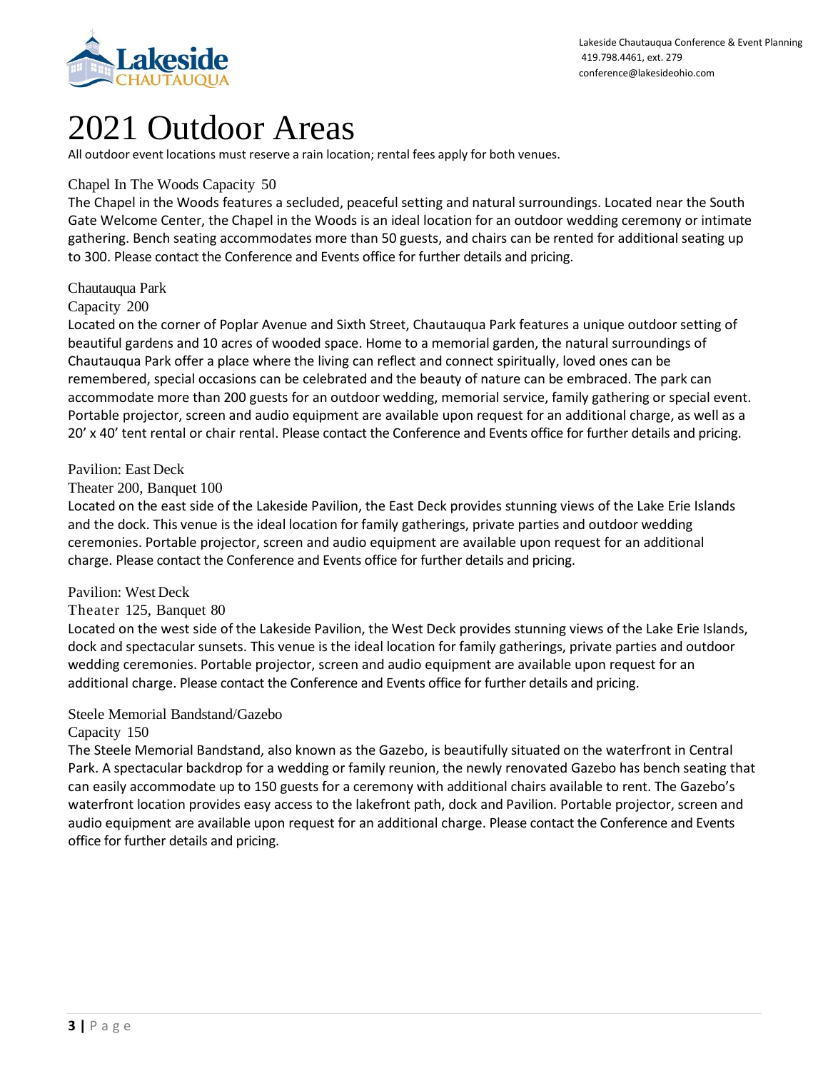# 2021 Outdoor Areas

All outdoor event locations must reserve a rain location; rental fees apply for both venues.

### Chapel In The Woods Capacity 50

The Chapel in the Woods features a secluded, peaceful setting and natural surroundings. Located near the South Gate Welcome Center, the Chapel in the Woods is an ideal location for an outdoor wedding ceremony or intimate gathering. Bench seating accommodates more than 50 guests, and chairs can be rented for additional seating up to 300. Please contact the Conference and Events office for further details and pricing.

### Chautauqua Park

Capacity 200

Located on the corner of Poplar Avenue and Sixth Street, Chautauqua Park features a unique outdoor setting of beautiful gardens and 10 acres of wooded space. Home to a memorial garden, the natural surroundings of Chautauqua Park offer a place where the living can reflect and connect spiritually, loved ones can be remembered, special occasions can be celebrated and the beauty of nature can be embraced. The park can accommodate more than 200 guests for an outdoor wedding, memorial service, family gathering or special event. Portable projector, screen and audio equipment are available upon request for an additional charge, as well as a 20' x 40' tent rental or chair rental. Please contact the Conference and Events office for further details and pricing.

### Pavilion: East Deck

Theater 200, Banquet 100

Located on the east side of the Lakeside Pavilion, the East Deck provides stunning views of the Lake Erie Islands and the dock. This venue is the ideal location for family gatherings, private parties and outdoor wedding ceremonies. Portable projector, screen and audio equipment are available upon request for an additional charge. Please contact the Conference and Events office for further details and pricing.

### Pavilion: West Deck

Theater 125, Banquet 80

Located on the west side of the Lakeside Pavilion, the West Deck provides stunning views of the Lake Erie Islands, dock and spectacular sunsets. This venue is the ideal location for family gatherings, private parties and outdoor wedding ceremonies. Portable projector, screen and audio equipment are available upon request for an additional charge. Please contact the Conference and Events office for further details and pricing.

### Steele Memorial Bandstand/Gazebo

Capacity 150

The Steele Memorial Bandstand, also known as the Gazebo, is beautifully situated on the waterfront in Central Park. A spectacular backdrop for a wedding or family reunion, the newly renovated Gazebo has bench seating that can easily accommodate up to 150 guests for a ceremony with additional chairs available to rent. The Gazebo's waterfront location provides easy access to the lakefront path, dock and Pavilion. Portable projector, screen and audio equipment are available upon request for an additional charge. Please contact the Conference and Events office for further details and pricing.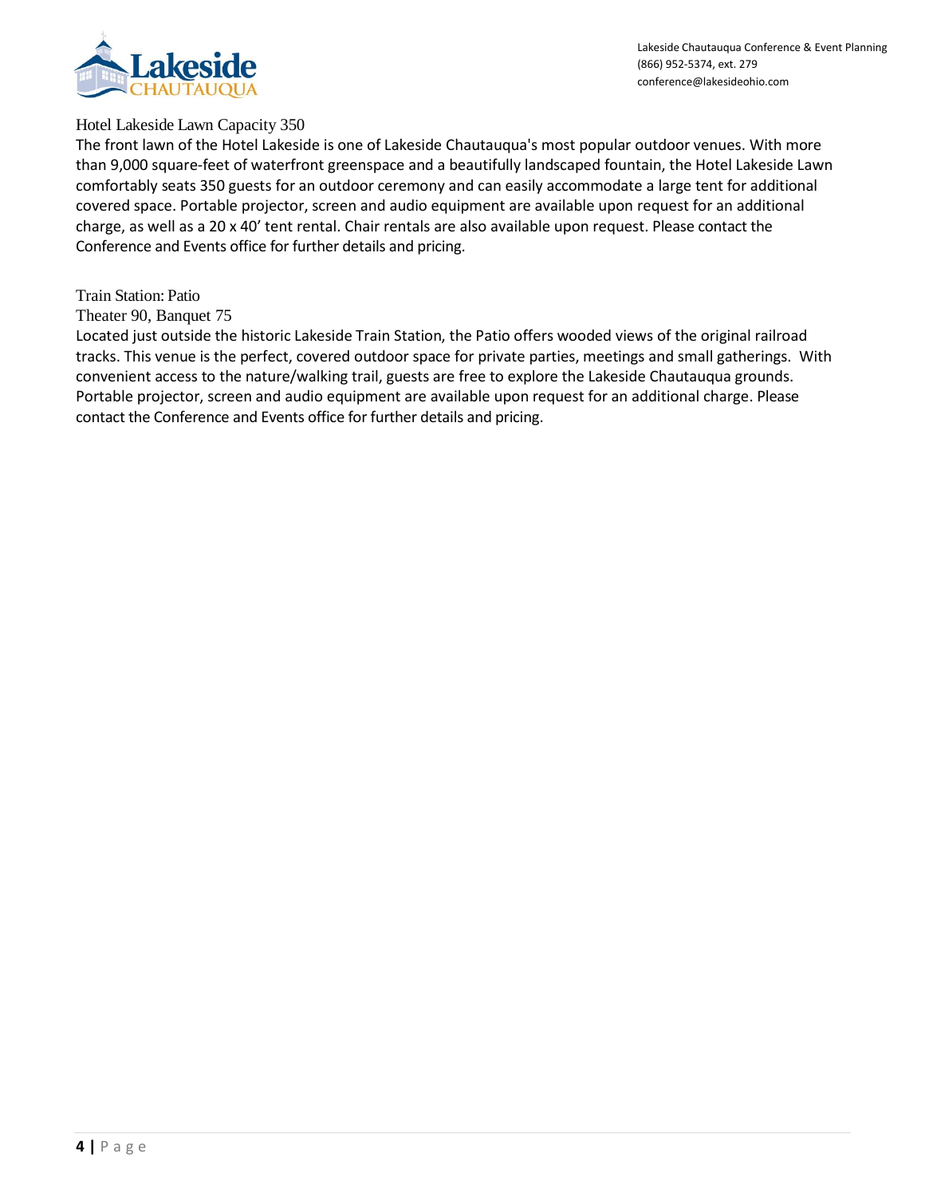## Hotel Lakeside Lawn Capacity 350

The front lawn of the Hotel Lakeside is one of Lakeside Chautauqua's most popular outdoor venues. With more than 9,000 square-feet of waterfront greenspace and a beautifully landscaped fountain, the Hotel Lakeside Lawn comfortably seats 350 guests for an outdoor ceremony and can easily accommodate a large tent for additional covered space. Portable projector, screen and audio equipment are available upon request for an additional charge, as well as a 20 x 40' tent rental. Chair rentals are also available upon request. Please contact the Conference and Events office for further details and pricing.

## Train Station: Patio

Theater 90, Banquet 75

Located just outside the historic Lakeside Train Station, the Patio offers wooded views of the original railroad tracks. This venue is the perfect, covered outdoor space for private parties, meetings and small gatherings. With convenient access to the nature/walking trail, guests are free to explore the Lakeside Chautauqua grounds. Portable projector, screen and audio equipment are available upon request for an additional charge. Please contact the Conference and Events office for further details and pricing.